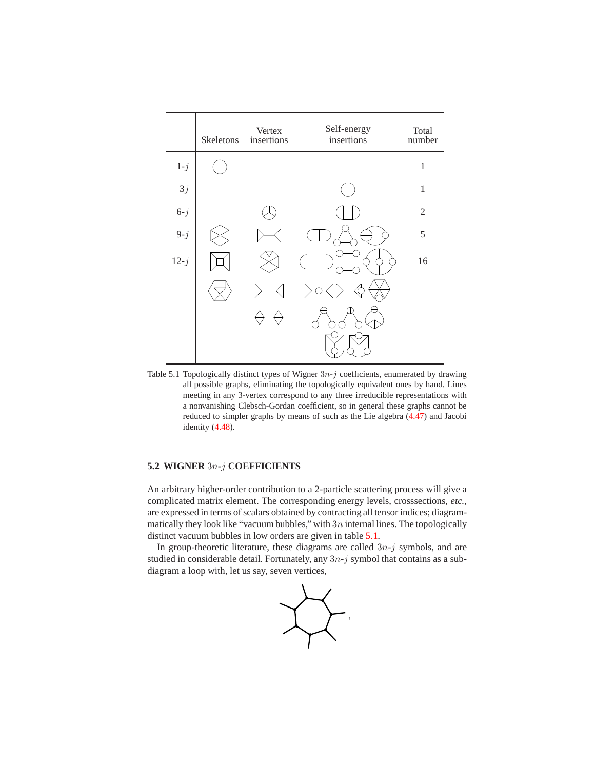| | Skeletons | Vertex insertions | Self-energy insertions | Total number |
|---|---|---|---|---|
| 1-$j$ | | | | 1 |
| 3$j$ | | | | 1 |
| 6-$j$ | | | | 2 |
| 9-$j$ | | | | 5 |
| 12-$j$ | | | | 16 |

Table 5.1 Topologically distinct types of Wigner $3n$-$j$ coefficients, enumerated by drawing all possible graphs, eliminating the topologically equivalent ones by hand. Lines meeting in any 3-vertex correspond to any three irreducible representations with a nonvanishing Clebsch-Gordan coefficient, so in general these graphs cannot be reduced to simpler graphs by means of such as the Lie algebra (4.47) and Jacobi identity (4.48).

## 5.2 WIGNER $3n$-$j$ COEFFICIENTS

An arbitrary higher-order contribution to a 2-particle scattering process will give a complicated matrix element. The corresponding energy levels, crosssections, *etc.*, are expressed in terms of scalars obtained by contracting all tensor indices; diagrammatically they look like "vacuum bubbles," with $3n$ internal lines. The topologically distinct vacuum bubbles in low orders are given in table 5.1.

In group-theoretic literature, these diagrams are called $3n$-$j$ symbols, and are studied in considerable detail. Fortunately, any $3n$-$j$ symbol that contains as a subdiagram a loop with, let us say, seven vertices,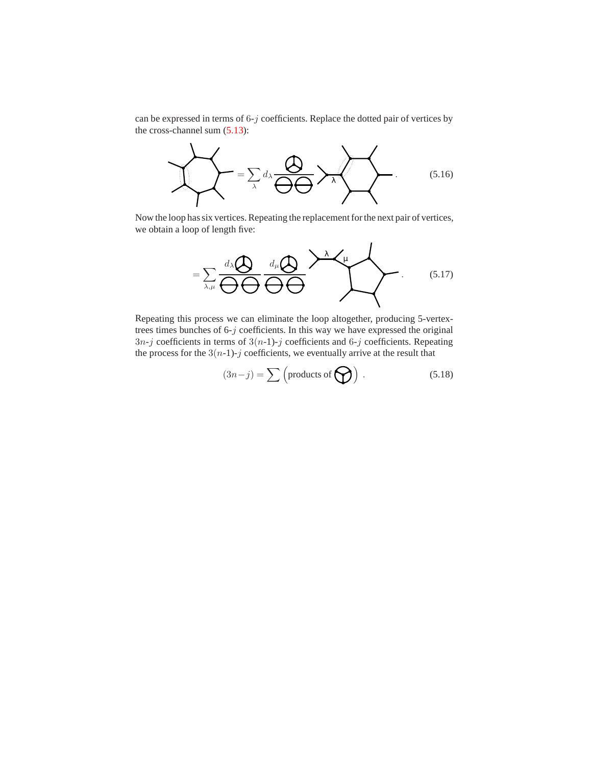can be expressed in terms of $6$-$j$ coefficients. Replace the dotted pair of vertices by the cross-channel sum (5.13):

$$= \sum_{\lambda} d_\lambda \qquad (5.16)$$

Now the loop has six vertices. Repeating the replacement for the next pair of vertices, we obtain a loop of length five:

$$= \sum_{\lambda,\mu} d_\lambda \; d_\mu \qquad (5.17)$$

Repeating this process we can eliminate the loop altogether, producing 5-vertex-trees times bunches of 6-$j$ coefficients. In this way we have expressed the original $3n$-$j$ coefficients in terms of $3(n$-1$)$-$j$ coefficients and $6$-$j$ coefficients. Repeating the process for the $3(n$-1$)$-$j$ coefficients, we eventually arrive at the result that

$$(3n-j) = \sum \left(\text{products of}\right) . \qquad (5.18)$$